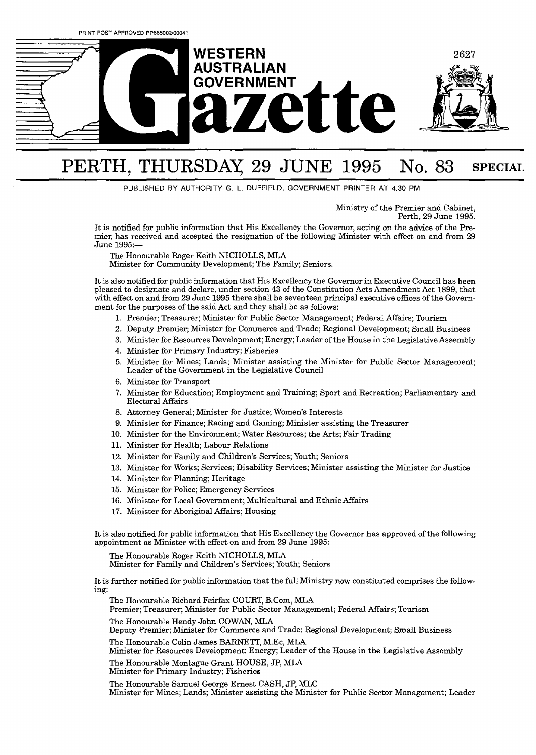PRINT POST APPROVED PP665002/00041

# WESTERN AUSTRALIAN GOVERNMENT Gazette

## PERTH, THURSDAY, 29 JUNE 1995 No. 83 SPECIAL

PUBLISHED BY AUTHORITY G. L. DUFFIELD, GOVERNMENT PRINTER AT 4.30 PM

Ministry of the Premier and Cabinet,
Perth, 29 June 1995.

It is notified for public information that His Excellency the Governor, acting on the advice of the Premier, has received and accepted the resignation of the following Minister with effect on and from 29 June 1995:—

The Honourable Roger Keith NICHOLLS, MLA
Minister for Community Development; The Family; Seniors.

It is also notified for public information that His Excellency the Governor in Executive Council has been pleased to designate and declare, under section 43 of the Constitution Acts Amendment Act 1899, that with effect on and from 29 June 1995 there shall be seventeen principal executive offices of the Government for the purposes of the said Act and they shall be as follows:

1. Premier; Treasurer; Minister for Public Sector Management; Federal Affairs; Tourism
2. Deputy Premier; Minister for Commerce and Trade; Regional Development; Small Business
3. Minister for Resources Development; Energy; Leader of the House in the Legislative Assembly
4. Minister for Primary Industry; Fisheries
5. Minister for Mines; Lands; Minister assisting the Minister for Public Sector Management; Leader of the Government in the Legislative Council
6. Minister for Transport
7. Minister for Education; Employment and Training; Sport and Recreation; Parliamentary and Electoral Affairs
8. Attorney General; Minister for Justice; Women's Interests
9. Minister for Finance; Racing and Gaming; Minister assisting the Treasurer
10. Minister for the Environment; Water Resources; the Arts; Fair Trading
11. Minister for Health; Labour Relations
12. Minister for Family and Children's Services; Youth; Seniors
13. Minister for Works; Services; Disability Services; Minister assisting the Minister for Justice
14. Minister for Planning; Heritage
15. Minister for Police; Emergency Services
16. Minister for Local Government; Multicultural and Ethnic Affairs
17. Minister for Aboriginal Affairs; Housing

It is also notified for public information that His Excellency the Governor has approved of the following appointment as Minister with effect on and from 29 June 1995:

The Honourable Roger Keith NICHOLLS, MLA
Minister for Family and Children's Services; Youth; Seniors

It is further notified for public information that the full Ministry now constituted comprises the following:

The Honourable Richard Fairfax COURT, B.Com, MLA
Premier; Treasurer; Minister for Public Sector Management; Federal Affairs; Tourism

The Honourable Hendy John COWAN, MLA
Deputy Premier; Minister for Commerce and Trade; Regional Development; Small Business

The Honourable Colin James BARNETT, M.Ec, MLA
Minister for Resources Development; Energy; Leader of the House in the Legislative Assembly

The Honourable Montague Grant HOUSE, JP, MLA
Minister for Primary Industry; Fisheries

The Honourable Samuel George Ernest CASH, JP, MLC
Minister for Mines; Lands; Minister assisting the Minister for Public Sector Management; Leader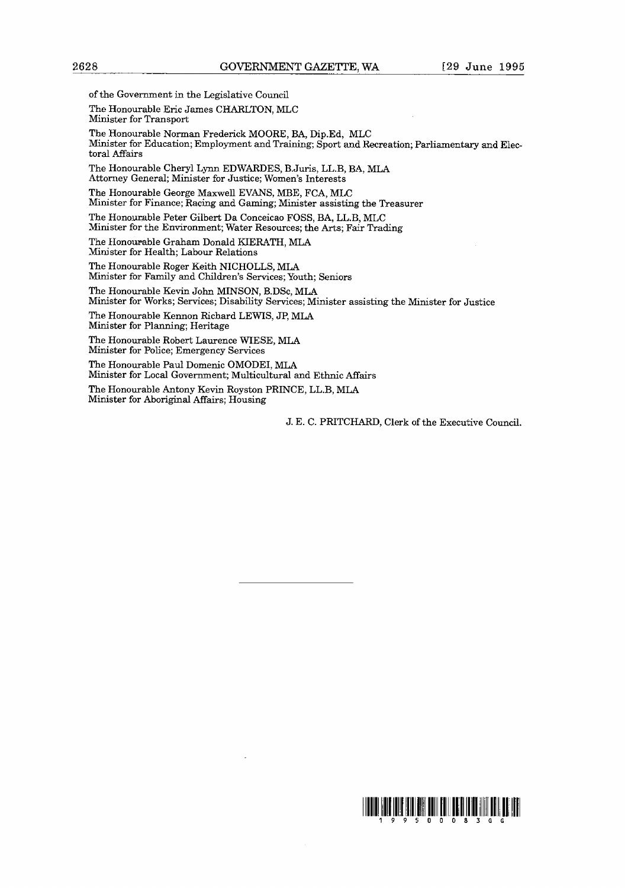of the Government in the Legislative Council

The Honourable Eric James CHARLTON, MLC
Minister for Transport

The Honourable Norman Frederick MOORE, BA, Dip.Ed, MLC
Minister for Education; Employment and Training; Sport and Recreation; Parliamentary and Electoral Affairs

The Honourable Cheryl Lynn EDWARDES, B.Juris, LL.B, BA, MLA
Attorney General; Minister for Justice; Women's Interests

The Honourable George Maxwell EVANS, MBE, FCA, MLC
Minister for Finance; Racing and Gaming; Minister assisting the Treasurer

The Honourable Peter Gilbert Da Conceicao FOSS, BA, LL.B, MLC
Minister for the Environment; Water Resources; the Arts; Fair Trading

The Honourable Graham Donald KIERATH, MLA
Minister for Health; Labour Relations

The Honourable Roger Keith NICHOLLS, MLA
Minister for Family and Children's Services; Youth; Seniors

The Honourable Kevin John MINSON, B.DSc, MLA
Minister for Works; Services; Disability Services; Minister assisting the Minister for Justice

The Honourable Kennon Richard LEWIS, JP, MLA
Minister for Planning; Heritage

The Honourable Robert Laurence WIESE, MLA
Minister for Police; Emergency Services

The Honourable Paul Domenic OMODEI, MLA
Minister for Local Government; Multicultural and Ethnic Affairs

The Honourable Antony Kevin Royston PRINCE, LL.B, MLA
Minister for Aboriginal Affairs; Housing

J. E. C. PRITCHARD, Clerk of the Executive Council.

---